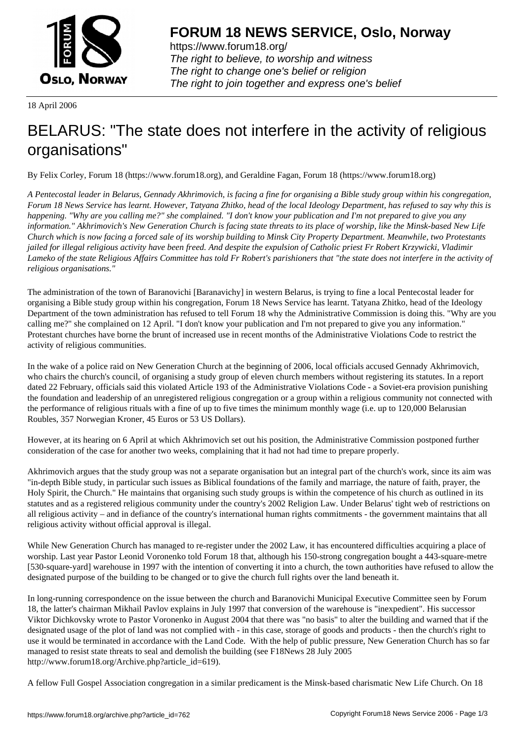18 April 2006

# BELARUS: "The state does not interfere in the activity of religious organisations"

By Felix Corley, Forum 18 (https://www.forum18.org), and Geraldine Fagan, Forum 18 (https://www.forum18.org)

*A Pentecostal leader in Belarus, Gennady Akhrimovich, is facing a fine for organising a Bible study group within his congregation, Forum 18 News Service has learnt. However, Tatyana Zhitko, head of the local Ideology Department, has refused to say why this is happening. "Why are you calling me?" she complained. "I don't know your publication and I'm not prepared to give you any information." Akhrimovich's New Generation Church is facing state threats to its place of worship, like the Minsk-based New Life Church which is now facing a forced sale of its worship building to Minsk City Property Department. Meanwhile, two Protestants jailed for illegal religious activity have been freed. And despite the expulsion of Catholic priest Fr Robert Krzywicki, Vladimir Lameko of the state Religious Affairs Committee has told Fr Robert's parishioners that "the state does not interfere in the activity of religious organisations."*

The administration of the town of Baranovichi [Baranavichy] in western Belarus, is trying to fine a local Pentecostal leader for organising a Bible study group within his congregation, Forum 18 News Service has learnt. Tatyana Zhitko, head of the Ideology Department of the town administration has refused to tell Forum 18 why the Administrative Commission is doing this. "Why are you calling me?" she complained on 12 April. "I don't know your publication and I'm not prepared to give you any information." Protestant churches have borne the brunt of increased use in recent months of the Administrative Violations Code to restrict the activity of religious communities.

In the wake of a police raid on New Generation Church at the beginning of 2006, local officials accused Gennady Akhrimovich, who chairs the church's council, of organising a study group of eleven church members without registering its statutes. In a report dated 22 February, officials said this violated Article 193 of the Administrative Violations Code - a Soviet-era provision punishing the foundation and leadership of an unregistered religious congregation or a group within a religious community not connected with the performance of religious rituals with a fine of up to five times the minimum monthly wage (i.e. up to 120,000 Belarusian Roubles, 357 Norwegian Kroner, 45 Euros or 53 US Dollars).

However, at its hearing on 6 April at which Akhrimovich set out his position, the Administrative Commission postponed further consideration of the case for another two weeks, complaining that it had not had time to prepare properly.

Akhrimovich argues that the study group was not a separate organisation but an integral part of the church's work, since its aim was "in-depth Bible study, in particular such issues as Biblical foundations of the family and marriage, the nature of faith, prayer, the Holy Spirit, the Church." He maintains that organising such study groups is within the competence of his church as outlined in its statutes and as a registered religious community under the country's 2002 Religion Law. Under Belarus' tight web of restrictions on all religious activity – and in defiance of the country's international human rights commitments - the government maintains that all religious activity without official approval is illegal.

While New Generation Church has managed to re-register under the 2002 Law, it has encountered difficulties acquiring a place of worship. Last year Pastor Leonid Voronenko told Forum 18 that, although his 150-strong congregation bought a 443-square-metre [530-square-yard] warehouse in 1997 with the intention of converting it into a church, the town authorities have refused to allow the designated purpose of the building to be changed or to give the church full rights over the land beneath it.

In long-running correspondence on the issue between the church and Baranovichi Municipal Executive Committee seen by Forum 18, the latter's chairman Mikhail Pavlov explains in July 1997 that conversion of the warehouse is "inexpedient". His successor Viktor Dichkovsky wrote to Pastor Voronenko in August 2004 that there was "no basis" to alter the building and warned that if the designated usage of the plot of land was not complied with - in this case, storage of goods and products - then the church's right to use it would be terminated in accordance with the Land Code. With the help of public pressure, New Generation Church has so far managed to resist state threats to seal and demolish the building (see F18News 28 July 2005 http://www.forum18.org/Archive.php?article_id=619).

A fellow Full Gospel Association congregation in a similar predicament is the Minsk-based charismatic New Life Church. On 18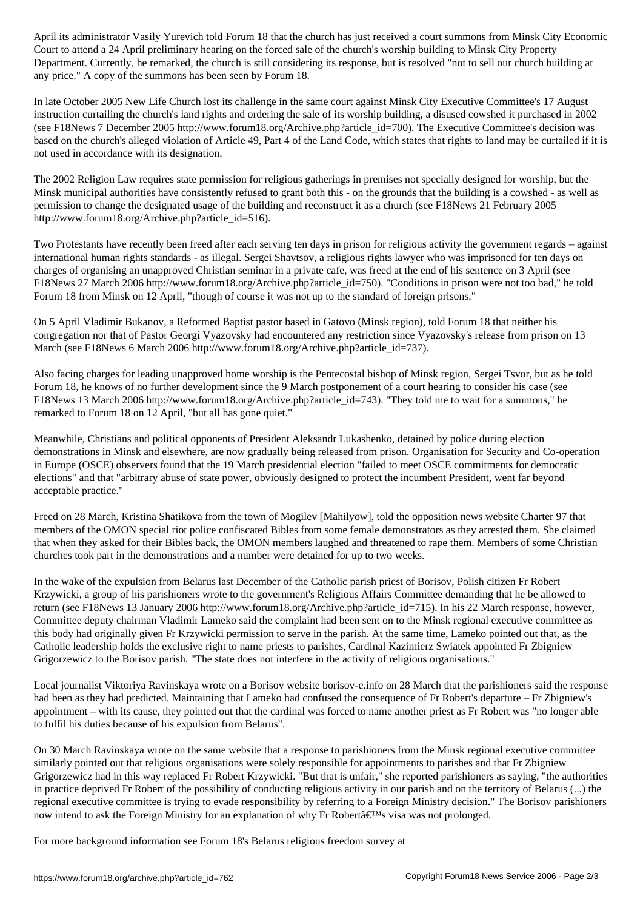April its administrator Vasily Yurevich told Forum 18 that the church has just received a court summons from Minsk City Economic Court to attend a 24 April preliminary hearing on the forced sale of the church's worship building to Minsk City Property Department. Currently, he remarked, the church is still considering its response, but is resolved "not to sell our church building at any price." A copy of the summons has been seen by Forum 18.

In late October 2005 New Life Church lost its challenge in the same court against Minsk City Executive Committee's 17 August instruction curtailing the church's land rights and ordering the sale of its worship building, a disused cowshed it purchased in 2002 (see F18News 7 December 2005 http://www.forum18.org/Archive.php?article_id=700). The Executive Committee's decision was based on the church's alleged violation of Article 49, Part 4 of the Land Code, which states that rights to land may be curtailed if it is not used in accordance with its designation.

The 2002 Religion Law requires state permission for religious gatherings in premises not specially designed for worship, but the Minsk municipal authorities have consistently refused to grant both this - on the grounds that the building is a cowshed - as well as permission to change the designated usage of the building and reconstruct it as a church (see F18News 21 February 2005 http://www.forum18.org/Archive.php?article_id=516).

Two Protestants have recently been freed after each serving ten days in prison for religious activity the government regards – against international human rights standards - as illegal. Sergei Shavtsov, a religious rights lawyer who was imprisoned for ten days on charges of organising an unapproved Christian seminar in a private cafe, was freed at the end of his sentence on 3 April (see F18News 27 March 2006 http://www.forum18.org/Archive.php?article_id=750). "Conditions in prison were not too bad," he told Forum 18 from Minsk on 12 April, "though of course it was not up to the standard of foreign prisons."

On 5 April Vladimir Bukanov, a Reformed Baptist pastor based in Gatovo (Minsk region), told Forum 18 that neither his congregation nor that of Pastor Georgi Vyazovsky had encountered any restriction since Vyazovsky's release from prison on 13 March (see F18News 6 March 2006 http://www.forum18.org/Archive.php?article_id=737).

Also facing charges for leading unapproved home worship is the Pentecostal bishop of Minsk region, Sergei Tsvor, but as he told Forum 18, he knows of no further development since the 9 March postponement of a court hearing to consider his case (see F18News 13 March 2006 http://www.forum18.org/Archive.php?article_id=743). "They told me to wait for a summons," he remarked to Forum 18 on 12 April, "but all has gone quiet."

Meanwhile, Christians and political opponents of President Aleksandr Lukashenko, detained by police during election demonstrations in Minsk and elsewhere, are now gradually being released from prison. Organisation for Security and Co-operation in Europe (OSCE) observers found that the 19 March presidential election "failed to meet OSCE commitments for democratic elections" and that "arbitrary abuse of state power, obviously designed to protect the incumbent President, went far beyond acceptable practice."

Freed on 28 March, Kristina Shatikova from the town of Mogilev [Mahilyow], told the opposition news website Charter 97 that members of the OMON special riot police confiscated Bibles from some female demonstrators as they arrested them. She claimed that when they asked for their Bibles back, the OMON members laughed and threatened to rape them. Members of some Christian churches took part in the demonstrations and a number were detained for up to two weeks.

In the wake of the expulsion from Belarus last December of the Catholic parish priest of Borisov, Polish citizen Fr Robert Krzywicki, a group of his parishioners wrote to the government's Religious Affairs Committee demanding that he be allowed to return (see F18News 13 January 2006 http://www.forum18.org/Archive.php?article_id=715). In his 22 March response, however, Committee deputy chairman Vladimir Lameko said the complaint had been sent on to the Minsk regional executive committee as this body had originally given Fr Krzywicki permission to serve in the parish. At the same time, Lameko pointed out that, as the Catholic leadership holds the exclusive right to name priests to parishes, Cardinal Kazimierz Swiatek appointed Fr Zbigniew Grigorzewicz to the Borisov parish. "The state does not interfere in the activity of religious organisations."

Local journalist Viktoriya Ravinskaya wrote on a Borisov website borisov-e.info on 28 March that the parishioners said the response had been as they had predicted. Maintaining that Lameko had confused the consequence of Fr Robert's departure – Fr Zbigniew's appointment – with its cause, they pointed out that the cardinal was forced to name another priest as Fr Robert was "no longer able to fulfil his duties because of his expulsion from Belarus".

On 30 March Ravinskaya wrote on the same website that a response to parishioners from the Minsk regional executive committee similarly pointed out that religious organisations were solely responsible for appointments to parishes and that Fr Zbigniew Grigorzewicz had in this way replaced Fr Robert Krzywicki. "But that is unfair," she reported parishioners as saying, "the authorities in practice deprived Fr Robert of the possibility of conducting religious activity in our parish and on the territory of Belarus (...) the regional executive committee is trying to evade responsibility by referring to a Foreign Ministry decision." The Borisov parishioners now intend to ask the Foreign Ministry for an explanation of why Fr Robertâ€™s visa was not prolonged.

For more background information see Forum 18's Belarus religious freedom survey at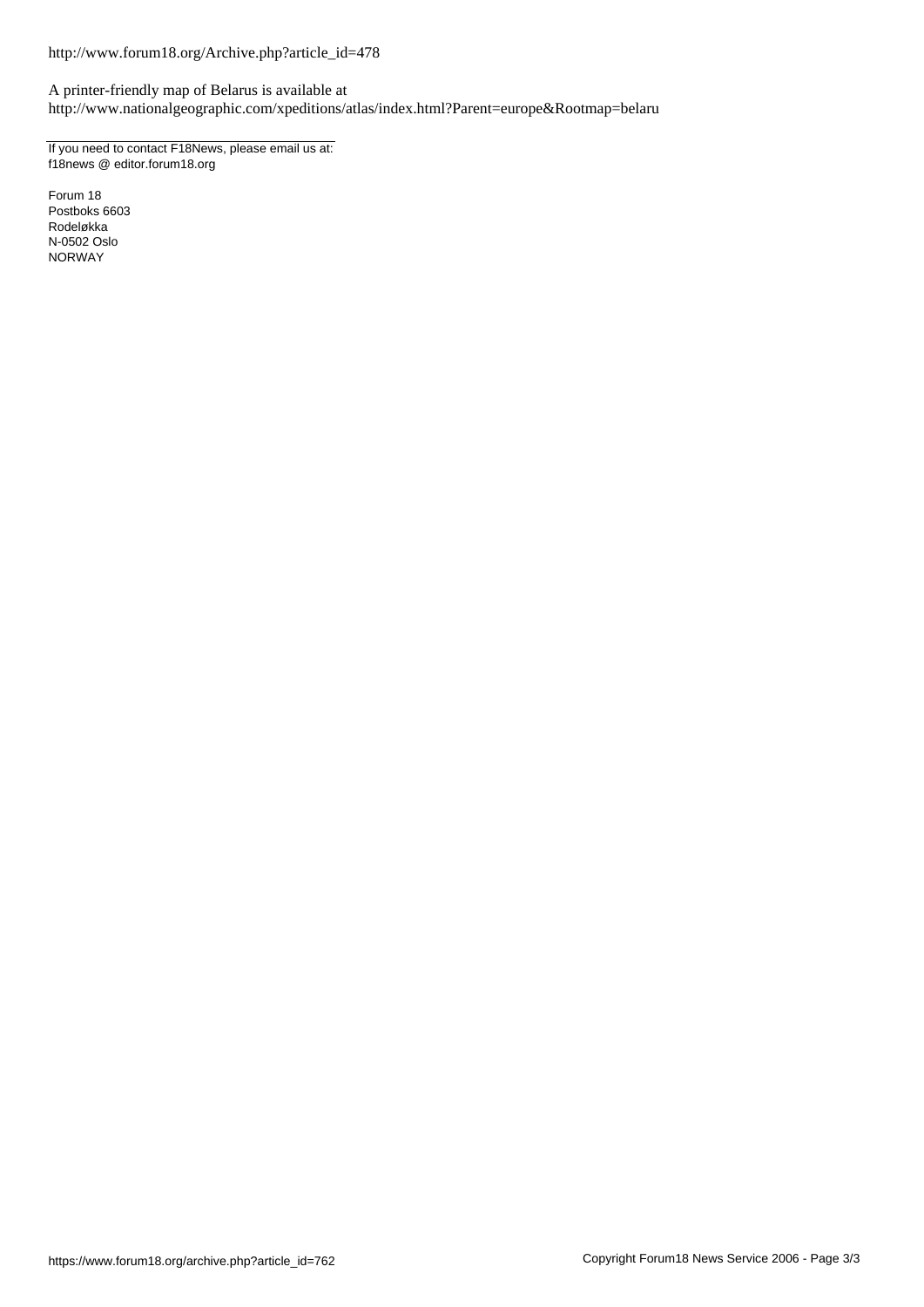http://www.forum18.org/Archive.php?article_id=478

A printer-friendly map of Belarus is available at
http://www.nationalgeographic.com/xpeditions/atlas/index.html?Parent=europe&Rootmap=belaru

---

If you need to contact F18News, please email us at:
f18news @ editor.forum18.org

Forum 18
Postboks 6603
Rodeløkka
N-0502 Oslo
NORWAY